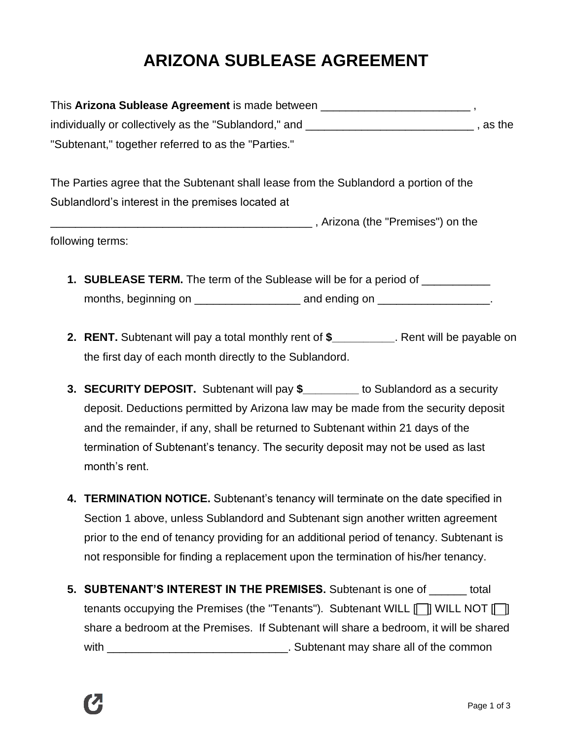# ARIZONA SUBLEASE AGREEMENT

This **Arizona Sublease Agreement** is made between ________________________ , individually or collectively as the "Sublandord," and ___________________________ , as the "Subtenant," together referred to as the "Parties."

The Parties agree that the Subtenant shall lease from the Sublandord a portion of the Sublandlord's interest in the premises located at ___________________________________________ , Arizona (the "Premises") on the following terms:

1. **SUBLEASE TERM.** The term of the Sublease will be for a period of ___________ months, beginning on _________________ and ending on __________________.

2. **RENT.** Subtenant will pay a total monthly rent of **$__________**. Rent will be payable on the first day of each month directly to the Sublandord.

3. **SECURITY DEPOSIT.** Subtenant will pay **$_________** to Sublandord as a security deposit. Deductions permitted by Arizona law may be made from the security deposit and the remainder, if any, shall be returned to Subtenant within 21 days of the termination of Subtenant's tenancy. The security deposit may not be used as last month's rent.

4. **TERMINATION NOTICE.** Subtenant's tenancy will terminate on the date specified in Section 1 above, unless Sublandord and Subtenant sign another written agreement prior to the end of tenancy providing for an additional period of tenancy. Subtenant is not responsible for finding a replacement upon the termination of his/her tenancy.

5. **SUBTENANT'S INTEREST IN THE PREMISES.** Subtenant is one of ______ total tenants occupying the Premises (the "Tenants"). Subtenant WILL [ ] WILL NOT [ ] share a bedroom at the Premises. If Subtenant will share a bedroom, it will be shared with _____________________________. Subtenant may share all of the common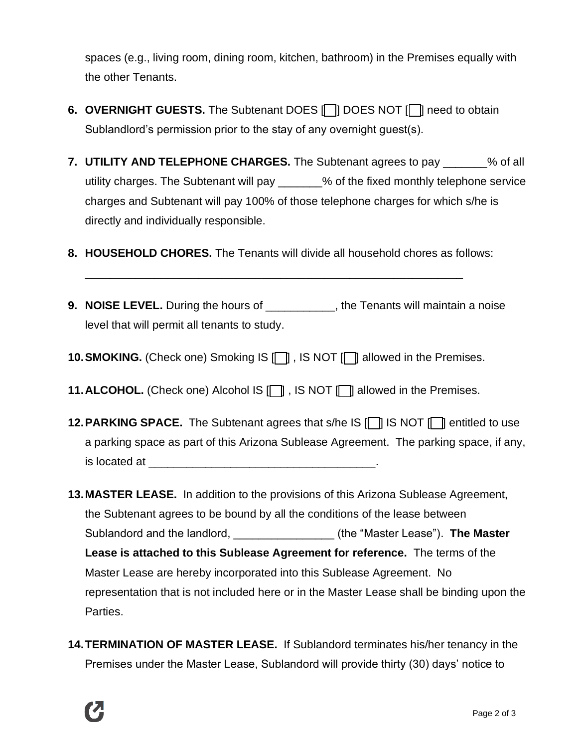spaces (e.g., living room, dining room, kitchen, bathroom) in the Premises equally with the other Tenants.

6. **OVERNIGHT GUESTS.** The Subtenant DOES [ ] DOES NOT [ ] need to obtain Sublandlord's permission prior to the stay of any overnight guest(s).

7. **UTILITY AND TELEPHONE CHARGES.** The Subtenant agrees to pay _______% of all utility charges. The Subtenant will pay _______% of the fixed monthly telephone service charges and Subtenant will pay 100% of those telephone charges for which s/he is directly and individually responsible.

8. **HOUSEHOLD CHORES.** The Tenants will divide all household chores as follows:

   _______________________________________________________________

9. **NOISE LEVEL.** During the hours of ___________, the Tenants will maintain a noise level that will permit all tenants to study.

10. **SMOKING.** (Check one) Smoking IS [ ] , IS NOT [ ] allowed in the Premises.

11. **ALCOHOL.** (Check one) Alcohol IS [ ] , IS NOT [ ] allowed in the Premises.

12. **PARKING SPACE.** The Subtenant agrees that s/he IS [ ] IS NOT [ ] entitled to use a parking space as part of this Arizona Sublease Agreement. The parking space, if any, is located at ____________________________________.

13. **MASTER LEASE.** In addition to the provisions of this Arizona Sublease Agreement, the Subtenant agrees to be bound by all the conditions of the lease between Sublandord and the landlord, ________________ (the "Master Lease"). **The Master Lease is attached to this Sublease Agreement for reference.** The terms of the Master Lease are hereby incorporated into this Sublease Agreement. No representation that is not included here or in the Master Lease shall be binding upon the Parties.

14. **TERMINATION OF MASTER LEASE.** If Sublandord terminates his/her tenancy in the Premises under the Master Lease, Sublandord will provide thirty (30) days' notice to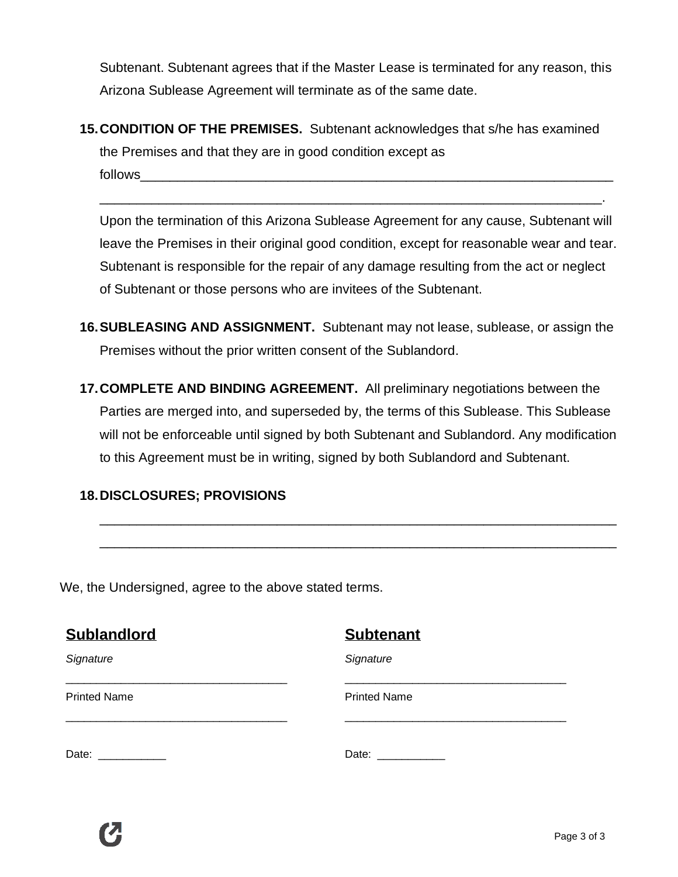Subtenant. Subtenant agrees that if the Master Lease is terminated for any reason, this Arizona Sublease Agreement will terminate as of the same date.

15. **CONDITION OF THE PREMISES.** Subtenant acknowledges that s/he has examined the Premises and that they are in good condition except as follows_____________________________________________________________________ ______________________________________________________________________.

    Upon the termination of this Arizona Sublease Agreement for any cause, Subtenant will leave the Premises in their original good condition, except for reasonable wear and tear. Subtenant is responsible for the repair of any damage resulting from the act or neglect of Subtenant or those persons who are invitees of the Subtenant.

16. **SUBLEASING AND ASSIGNMENT.** Subtenant may not lease, sublease, or assign the Premises without the prior written consent of the Sublandord.

17. **COMPLETE AND BINDING AGREEMENT.** All preliminary negotiations between the Parties are merged into, and superseded by, the terms of this Sublease. This Sublease will not be enforceable until signed by both Subtenant and Sublandord. Any modification to this Agreement must be in writing, signed by both Sublandord and Subtenant.

18. **DISCLOSURES; PROVISIONS**

    ________________________________________________________________________

    ________________________________________________________________________

We, the Undersigned, agree to the above stated terms.

**Sublandlord**

*Signature*

___________________________________

Printed Name

___________________________________

Date: ___________

**Subtenant**

*Signature*

___________________________________

Printed Name

___________________________________

Date: ___________